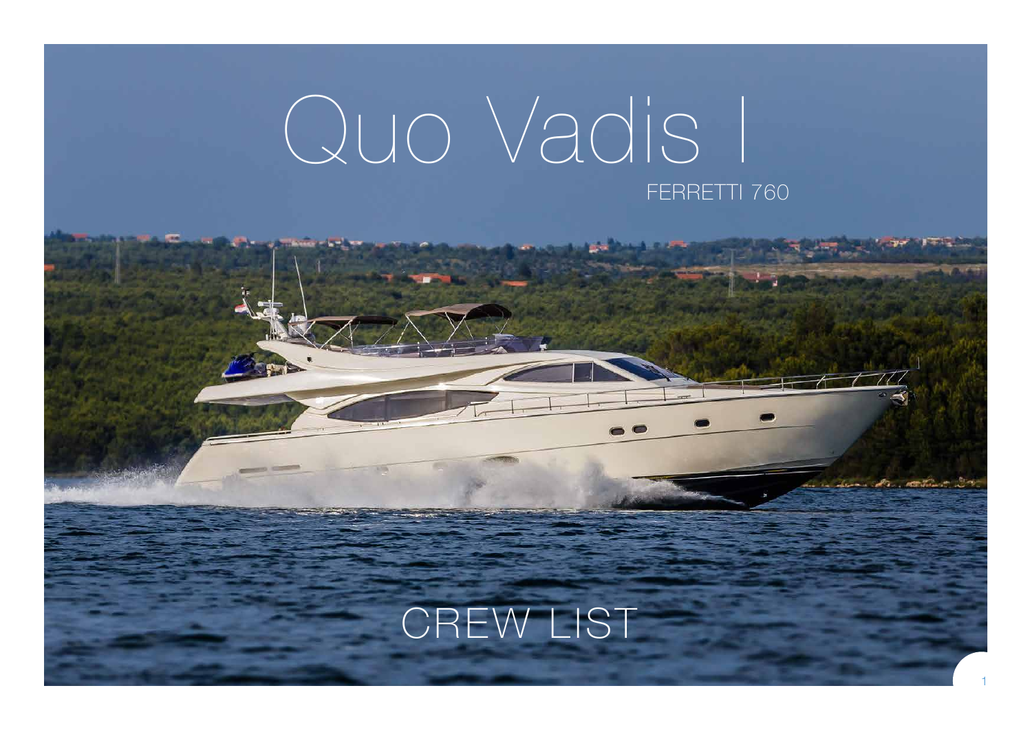# Quo Vadis I

FERRETTI 760

## CREW LIST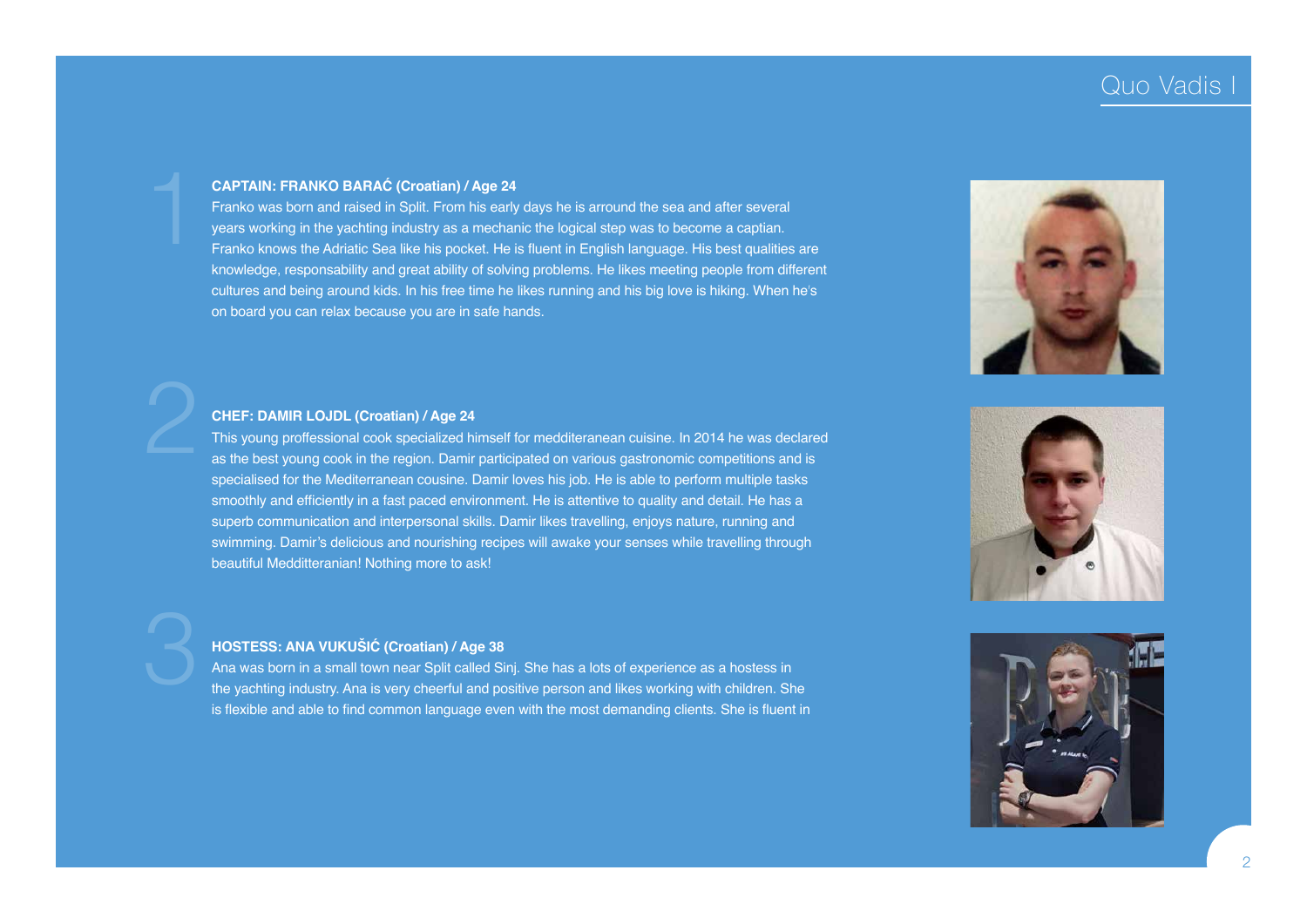1

**CAPTAIN: FRANKO BARAĆ (Croatian) / Age 24**

Franko was born and raised in Split. From his early days he is arround the sea and after several years working in the yachting industry as a mechanic the logical step was to become a captian. Franko knows the Adriatic Sea like his pocket. He is fluent in English language. His best qualities are knowledge, responsability and great ability of solving problems. He likes meeting people from different cultures and being around kids. In his free time he likes running and his big love is hiking. When he's on board you can relax because you are in safe hands.

2

**CHEF: DAMIR LOJDL (Croatian) / Age 24**

This young proffessional cook specialized himself for medditeranean cuisine. In 2014 he was declared as the best young cook in the region. Damir participated on various gastronomic competitions and is specialised for the Mediterranean cousine. Damir loves his job. He is able to perform multiple tasks smoothly and efficiently in a fast paced environment. He is attentive to quality and detail. He has a superb communication and interpersonal skills. Damir likes travelling, enjoys nature, running and swimming. Damir's delicious and nourishing recipes will awake your senses while travelling through beautiful Medditteranian! Nothing more to ask!

3

**HOSTESS: ANA VUKUŠIĆ (Croatian) / Age 38**

Ana was born in a small town near Split called Sinj. She has a lots of experience as a hostess in the yachting industry. Ana is very cheerful and positive person and likes working with children. She is flexible and able to find common language even with the most demanding clients. She is fluent in